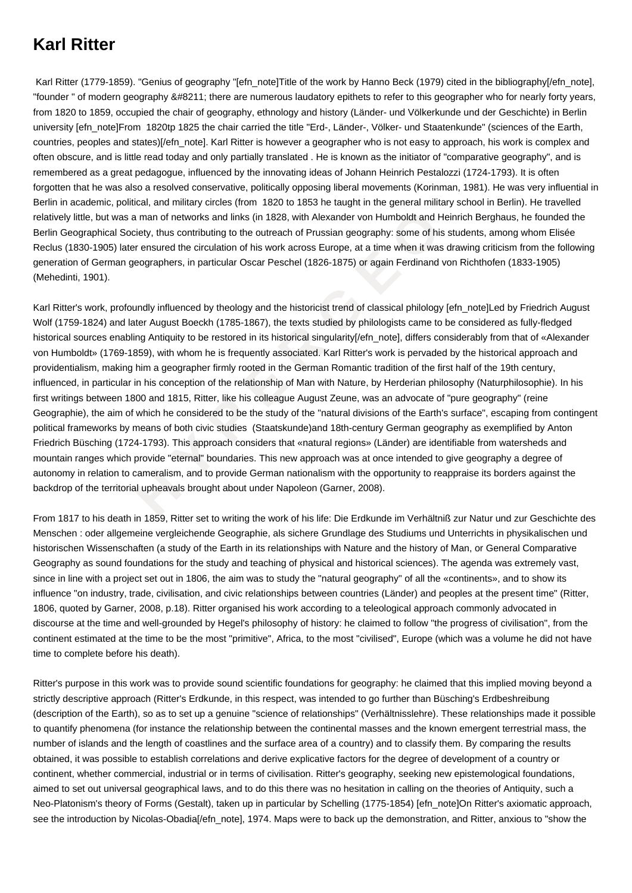# Karl Ritter

Karl Ritter (1779-1859). "Genius of geography "[efn_note]Title of the work by Hanno Beck (1979) cited in the bibliography[/efn_note], "founder " of modern geography &#8211; there are numerous laudatory epithets to refer to this geographer who for nearly forty years, from 1820 to 1859, occupied the chair of geography, ethnology and history (Länder- und Völkerkunde und der Geschichte) in Berlin university [efn_note]From 1820tp 1825 the chair carried the title "Erd-, Länder-, Völker- und Staatenkunde" (sciences of the Earth, countries, peoples and states)[/efn_note]. Karl Ritter is however a geographer who is not easy to approach, his work is complex and often obscure, and is little read today and only partially translated . He is known as the initiator of "comparative geography", and is remembered as a great pedagogue, influenced by the innovating ideas of Johann Heinrich Pestalozzi (1724-1793). It is often forgotten that he was also a resolved conservative, politically opposing liberal movements (Korinman, 1981). He was very influential in Berlin in academic, political, and military circles (from 1820 to 1853 he taught in the general military school in Berlin). He travelled relatively little, but was a man of networks and links (in 1828, with Alexander von Humboldt and Heinrich Berghaus, he founded the Berlin Geographical Society, thus contributing to the outreach of Prussian geography: some of his students, among whom Elisée Reclus (1830-1905) later ensured the circulation of his work across Europe, at a time when it was drawing criticism from the following generation of German geographers, in particular Oscar Peschel (1826-1875) or again Ferdinand von Richthofen (1833-1905) (Mehedinti, 1901).

Karl Ritter's work, profoundly influenced by theology and the historicist trend of classical philology [efn_note]Led by Friedrich August Wolf (1759-1824) and later August Boeckh (1785-1867), the texts studied by philologists came to be considered as fully-fledged historical sources enabling Antiquity to be restored in its historical singularity[/efn_note], differs considerably from that of «Alexander von Humboldt» (1769-1859), with whom he is frequently associated. Karl Ritter's work is pervaded by the historical approach and providentialism, making him a geographer firmly rooted in the German Romantic tradition of the first half of the 19th century, influenced, in particular in his conception of the relationship of Man with Nature, by Herderian philosophy (Naturphilosophie). In his first writings between 1800 and 1815, Ritter, like his colleague August Zeune, was an advocate of "pure geography" (reine Geographie), the aim of which he considered to be the study of the "natural divisions of the Earth's surface", escaping from contingent political frameworks by means of both civic studies (Staatskunde)and 18th-century German geography as exemplified by Anton Friedrich Büsching (1724-1793). This approach considers that «natural regions» (Länder) are identifiable from watersheds and mountain ranges which provide "eternal" boundaries. This new approach was at once intended to give geography a degree of autonomy in relation to cameralism, and to provide German nationalism with the opportunity to reappraise its borders against the backdrop of the territorial upheavals brought about under Napoleon (Garner, 2008).

From 1817 to his death in 1859, Ritter set to writing the work of his life: Die Erdkunde im Verhältniß zur Natur und zur Geschichte des Menschen : oder allgemeine vergleichende Geographie, als sichere Grundlage des Studiums und Unterrichts in physikalischen und historischen Wissenschaften (a study of the Earth in its relationships with Nature and the history of Man, or General Comparative Geography as sound foundations for the study and teaching of physical and historical sciences). The agenda was extremely vast, since in line with a project set out in 1806, the aim was to study the "natural geography" of all the «continents», and to show its influence "on industry, trade, civilisation, and civic relationships between countries (Länder) and peoples at the present time" (Ritter, 1806, quoted by Garner, 2008, p.18). Ritter organised his work according to a teleological approach commonly advocated in discourse at the time and well-grounded by Hegel's philosophy of history: he claimed to follow "the progress of civilisation", from the continent estimated at the time to be the most "primitive", Africa, to the most "civilised", Europe (which was a volume he did not have time to complete before his death).

Ritter's purpose in this work was to provide sound scientific foundations for geography: he claimed that this implied moving beyond a strictly descriptive approach (Ritter's Erdkunde, in this respect, was intended to go further than Büsching's Erdbeshreibung (description of the Earth), so as to set up a genuine "science of relationships" (Verhältnisslehre). These relationships made it possible to quantify phenomena (for instance the relationship between the continental masses and the known emergent terrestrial mass, the number of islands and the length of coastlines and the surface area of a country) and to classify them. By comparing the results obtained, it was possible to establish correlations and derive explicative factors for the degree of development of a country or continent, whether commercial, industrial or in terms of civilisation. Ritter's geography, seeking new epistemological foundations, aimed to set out universal geographical laws, and to do this there was no hesitation in calling on the theories of Antiquity, such a Neo-Platonism's theory of Forms (Gestalt), taken up in particular by Schelling (1775-1854) [efn_note]On Ritter's axiomatic approach, see the introduction by Nicolas-Obadia[/efn_note], 1974. Maps were to back up the demonstration, and Ritter, anxious to "show the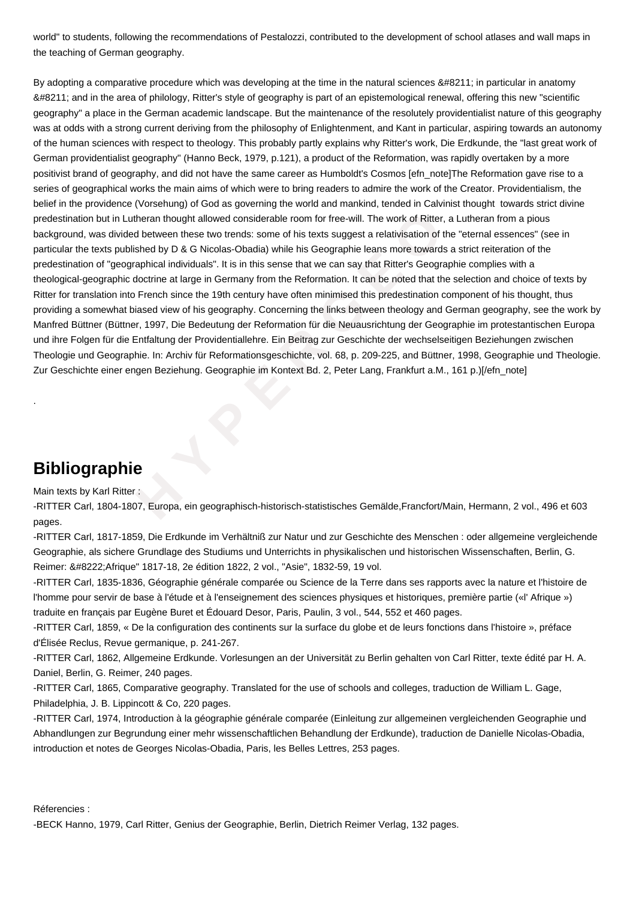world" to students, following the recommendations of Pestalozzi, contributed to the development of school atlases and wall maps in the teaching of German geography.

By adopting a comparative procedure which was developing at the time in the natural sciences &#8211; in particular in anatomy &#8211; and in the area of philology, Ritter's style of geography is part of an epistemological renewal, offering this new "scientific geography" a place in the German academic landscape. But the maintenance of the resolutely providentialist nature of this geography was at odds with a strong current deriving from the philosophy of Enlightenment, and Kant in particular, aspiring towards an autonomy of the human sciences with respect to theology. This probably partly explains why Ritter's work, Die Erdkunde, the "last great work of German providentialist geography" (Hanno Beck, 1979, p.121), a product of the Reformation, was rapidly overtaken by a more positivist brand of geography, and did not have the same career as Humboldt's Cosmos [efn_note]The Reformation gave rise to a series of geographical works the main aims of which were to bring readers to admire the work of the Creator. Providentialism, the belief in the providence (Vorsehung) of God as governing the world and mankind, tended in Calvinist thought  towards strict divine predestination but in Lutheran thought allowed considerable room for free-will. The work of Ritter, a Lutheran from a pious background, was divided between these two trends: some of his texts suggest a relativisation of the "eternal essences" (see in particular the texts published by D & G Nicolas-Obadia) while his Geographie leans more towards a strict reiteration of the predestination of "geographical individuals". It is in this sense that we can say that Ritter's Geographie complies with a theological-geographic doctrine at large in Germany from the Reformation. It can be noted that the selection and choice of texts by Ritter for translation into French since the 19th century have often minimised this predestination component of his thought, thus providing a somewhat biased view of his geography. Concerning the links between theology and German geography, see the work by Manfred Büttner (Büttner, 1997, Die Bedeutung der Reformation für die Neuausrichtung der Geographie im protestantischen Europa und ihre Folgen für die Entfaltung der Providentiallehre. Ein Beitrag zur Geschichte der wechselseitigen Beziehungen zwischen Theologie und Geographie. In: Archiv für Reformationsgeschichte, vol. 68, p. 209-225, and Büttner, 1998, Geographie und Theologie. Zur Geschichte einer engen Beziehung. Geographie im Kontext Bd. 2, Peter Lang, Frankfurt a.M., 161 p.)[/efn_note]

.

## Bibliographie

Main texts by Karl Ritter :

-RITTER Carl, 1804-1807, Europa, ein geographisch-historisch-statistisches Gemälde,Francfort/Main, Hermann, 2 vol., 496 et 603 pages.

-RITTER Carl, 1817-1859, Die Erdkunde im Verhältniß zur Natur und zur Geschichte des Menschen : oder allgemeine vergleichende Geographie, als sichere Grundlage des Studiums und Unterrichts in physikalischen und historischen Wissenschaften, Berlin, G. Reimer: &#8222;Afrique" 1817-18, 2e édition 1822, 2 vol., "Asie", 1832-59, 19 vol.

-RITTER Carl, 1835-1836, Géographie générale comparée ou Science de la Terre dans ses rapports avec la nature et l'histoire de l'homme pour servir de base à l'étude et à l'enseignement des sciences physiques et historiques, première partie («l' Afrique ») traduite en français par Eugène Buret et Édouard Desor, Paris, Paulin, 3 vol., 544, 552 et 460 pages.

-RITTER Carl, 1859, « De la configuration des continents sur la surface du globe et de leurs fonctions dans l'histoire », préface d'Élisée Reclus, Revue germanique, p. 241-267.

-RITTER Carl, 1862, Allgemeine Erdkunde. Vorlesungen an der Universität zu Berlin gehalten von Carl Ritter, texte édité par H. A. Daniel, Berlin, G. Reimer, 240 pages.

-RITTER Carl, 1865, Comparative geography. Translated for the use of schools and colleges, traduction de William L. Gage, Philadelphia, J. B. Lippincott & Co, 220 pages.

-RITTER Carl, 1974, Introduction à la géographie générale comparée (Einleitung zur allgemeinen vergleichenden Geographie und Abhandlungen zur Begrundung einer mehr wissenschaftlichen Behandlung der Erdkunde), traduction de Danielle Nicolas-Obadia, introduction et notes de Georges Nicolas-Obadia, Paris, les Belles Lettres, 253 pages.

Réferencies :

-BECK Hanno, 1979, Carl Ritter, Genius der Geographie, Berlin, Dietrich Reimer Verlag, 132 pages.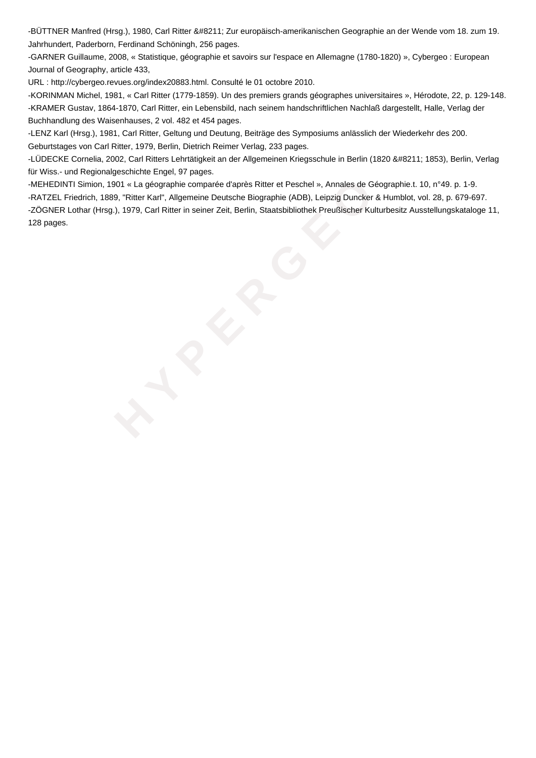-BÜTTNER Manfred (Hrsg.), 1980, Carl Ritter &#8211; Zur europäisch-amerikanischen Geographie an der Wende vom 18. zum 19. Jahrhundert, Paderborn, Ferdinand Schöningh, 256 pages.

-GARNER Guillaume, 2008, « Statistique, géographie et savoirs sur l'espace en Allemagne (1780-1820) », Cybergeo : European Journal of Geography, article 433,
URL : http://cybergeo.revues.org/index20883.html. Consulté le 01 octobre 2010.

-KORINMAN Michel, 1981, « Carl Ritter (1779-1859). Un des premiers grands géographes universitaires », Hérodote, 22, p. 129-148.

-KRAMER Gustav, 1864-1870, Carl Ritter, ein Lebensbild, nach seinem handschriftlichen Nachlaß dargestellt, Halle, Verlag der Buchhandlung des Waisenhauses, 2 vol. 482 et 454 pages.

-LENZ Karl (Hrsg.), 1981, Carl Ritter, Geltung und Deutung, Beiträge des Symposiums anlässlich der Wiederkehr des 200. Geburtstages von Carl Ritter, 1979, Berlin, Dietrich Reimer Verlag, 233 pages.

-LÜDECKE Cornelia, 2002, Carl Ritters Lehrtätigkeit an der Allgemeinen Kriegsschule in Berlin (1820 &#8211; 1853), Berlin, Verlag für Wiss.- und Regionalgeschichte Engel, 97 pages.

-MEHEDINTI Simion, 1901 « La géographie comparée d'après Ritter et Peschel », Annales de Géographie.t. 10, n°49. p. 1-9.

-RATZEL Friedrich, 1889, "Ritter Karl", Allgemeine Deutsche Biographie (ADB), Leipzig Duncker & Humblot, vol. 28, p. 679-697.

-ZÖGNER Lothar (Hrsg.), 1979, Carl Ritter in seiner Zeit, Berlin, Staatsbibliothek Preußischer Kulturbesitz Ausstellungskataloge 11, 128 pages.